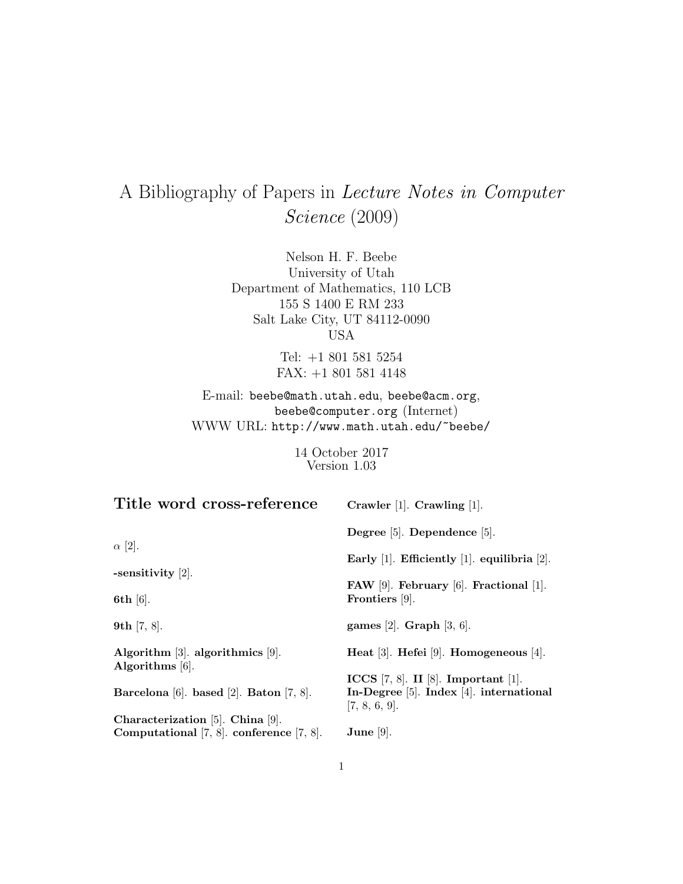# A Bibliography of Papers in *Lecture Notes in Computer Science* (2009)

Nelson H. F. Beebe
University of Utah
Department of Mathematics, 110 LCB
155 S 1400 E RM 233
Salt Lake City, UT 84112-0090
USA

Tel: +1 801 581 5254
FAX: +1 801 581 4148

E-mail: `beebe@math.utah.edu`, `beebe@acm.org`, `beebe@computer.org` (Internet)
WWW URL: `http://www.math.utah.edu/~beebe/`

14 October 2017
Version 1.03

## Title word cross-reference

$\alpha$ [2].

**-sensitivity** [2].

**6th** [6].

**9th** [7, 8].

**Algorithm** [3]. **algorithmics** [9]. **Algorithms** [6].

**Barcelona** [6]. **based** [2]. **Baton** [7, 8].

**Characterization** [5]. **China** [9]. **Computational** [7, 8]. **conference** [7, 8]. **Crawler** [1]. **Crawling** [1].

**Degree** [5]. **Dependence** [5].

**Early** [1]. **Efficiently** [1]. **equilibria** [2].

**FAW** [9]. **February** [6]. **Fractional** [1]. **Frontiers** [9].

**games** [2]. **Graph** [3, 6].

**Heat** [3]. **Hefei** [9]. **Homogeneous** [4].

**ICCS** [7, 8]. **II** [8]. **Important** [1]. **In-Degree** [5]. **Index** [4]. **international** [7, 8, 6, 9].

**June** [9].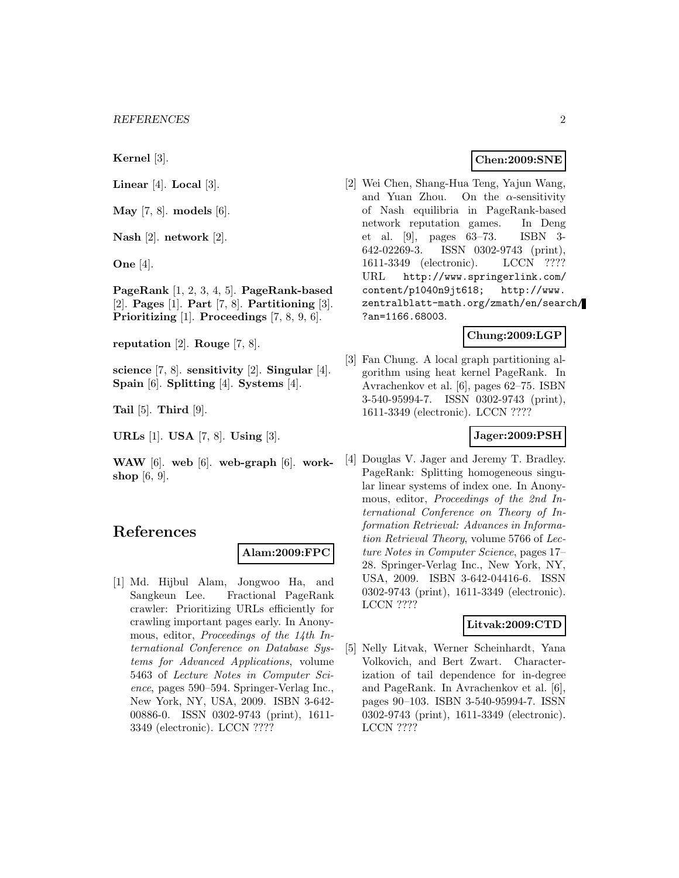**Kernel** [3].

**Linear** [4]. **Local** [3].

**May** [7, 8]. **models** [6].

**Nash** [2]. **network** [2].

**One** [4].

**PageRank** [1, 2, 3, 4, 5]. **PageRank-based** [2]. **Pages** [1]. **Part** [7, 8]. **Partitioning** [3]. **Prioritizing** [1]. **Proceedings** [7, 8, 9, 6].

**reputation** [2]. **Rouge** [7, 8].

**science** [7, 8]. **sensitivity** [2]. **Singular** [4]. **Spain** [6]. **Splitting** [4]. **Systems** [4].

**Tail** [5]. **Third** [9].

**URLs** [1]. **USA** [7, 8]. **Using** [3].

**WAW** [6]. **web** [6]. **web-graph** [6]. **workshop** [6, 9].

# References

**Alam:2009:FPC**

[1] Md. Hijbul Alam, Jongwoo Ha, and Sangkeun Lee. Fractional PageRank crawler: Prioritizing URLs efficiently for crawling important pages early. In Anonymous, editor, *Proceedings of the 14th International Conference on Database Systems for Advanced Applications*, volume 5463 of *Lecture Notes in Computer Science*, pages 590–594. Springer-Verlag Inc., New York, NY, USA, 2009. ISBN 3-642-00886-0. ISSN 0302-9743 (print), 1611-3349 (electronic). LCCN ????

**Chen:2009:SNE**

[2] Wei Chen, Shang-Hua Teng, Yajun Wang, and Yuan Zhou. On the $\alpha$-sensitivity of Nash equilibria in PageRank-based network reputation games. In Deng et al. [9], pages 63–73. ISBN 3-642-02269-3. ISSN 0302-9743 (print), 1611-3349 (electronic). LCCN ???? URL `http://www.springerlink.com/content/p1040n9jt618; http://www.zentralblatt-math.org/zmath/en/search/?an=1166.68003`.

**Chung:2009:LGP**

[3] Fan Chung. A local graph partitioning algorithm using heat kernel PageRank. In Avrachenkov et al. [6], pages 62–75. ISBN 3-540-95994-7. ISSN 0302-9743 (print), 1611-3349 (electronic). LCCN ????

**Jager:2009:PSH**

[4] Douglas V. Jager and Jeremy T. Bradley. PageRank: Splitting homogeneous singular linear systems of index one. In Anonymous, editor, *Proceedings of the 2nd International Conference on Theory of Information Retrieval: Advances in Information Retrieval Theory*, volume 5766 of *Lecture Notes in Computer Science*, pages 17–28. Springer-Verlag Inc., New York, NY, USA, 2009. ISBN 3-642-04416-6. ISSN 0302-9743 (print), 1611-3349 (electronic). LCCN ????

**Litvak:2009:CTD**

[5] Nelly Litvak, Werner Scheinhardt, Yana Volkovich, and Bert Zwart. Characterization of tail dependence for in-degree and PageRank. In Avrachenkov et al. [6], pages 90–103. ISBN 3-540-95994-7. ISSN 0302-9743 (print), 1611-3349 (electronic). LCCN ????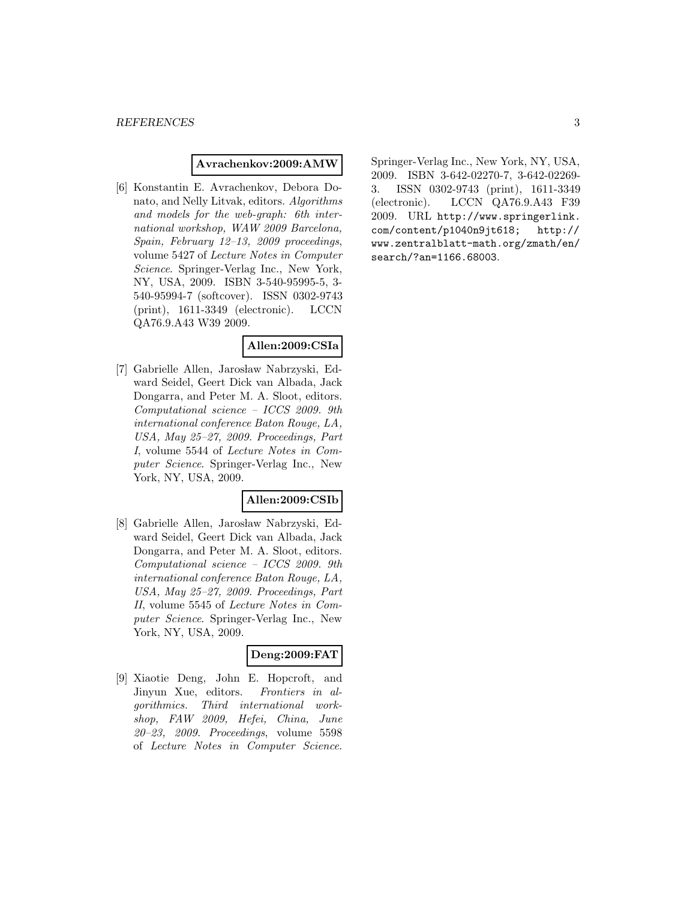**Avrachenkov:2009:AMW**

[6] Konstantin E. Avrachenkov, Debora Donato, and Nelly Litvak, editors. *Algorithms and models for the web-graph: 6th international workshop, WAW 2009 Barcelona, Spain, February 12–13, 2009 proceedings*, volume 5427 of *Lecture Notes in Computer Science*. Springer-Verlag Inc., New York, NY, USA, 2009. ISBN 3-540-95995-5, 3-540-95994-7 (softcover). ISSN 0302-9743 (print), 1611-3349 (electronic). LCCN QA76.9.A43 W39 2009.

**Allen:2009:CSIa**

[7] Gabrielle Allen, Jarosław Nabrzyski, Edward Seidel, Geert Dick van Albada, Jack Dongarra, and Peter M. A. Sloot, editors. *Computational science – ICCS 2009. 9th international conference Baton Rouge, LA, USA, May 25–27, 2009. Proceedings, Part I*, volume 5544 of *Lecture Notes in Computer Science*. Springer-Verlag Inc., New York, NY, USA, 2009.

**Allen:2009:CSIb**

[8] Gabrielle Allen, Jarosław Nabrzyski, Edward Seidel, Geert Dick van Albada, Jack Dongarra, and Peter M. A. Sloot, editors. *Computational science – ICCS 2009. 9th international conference Baton Rouge, LA, USA, May 25–27, 2009. Proceedings, Part II*, volume 5545 of *Lecture Notes in Computer Science*. Springer-Verlag Inc., New York, NY, USA, 2009.

**Deng:2009:FAT**

[9] Xiaotie Deng, John E. Hopcroft, and Jinyun Xue, editors. *Frontiers in algorithmics. Third international workshop, FAW 2009, Hefei, China, June 20–23, 2009. Proceedings*, volume 5598 of *Lecture Notes in Computer Science*. Springer-Verlag Inc., New York, NY, USA, 2009. ISBN 3-642-02270-7, 3-642-02269-3. ISSN 0302-9743 (print), 1611-3349 (electronic). LCCN QA76.9.A43 F39 2009. URL http://www.springerlink.com/content/p1040n9jt618; http://www.zentralblatt-math.org/zmath/en/search/?an=1166.68003.